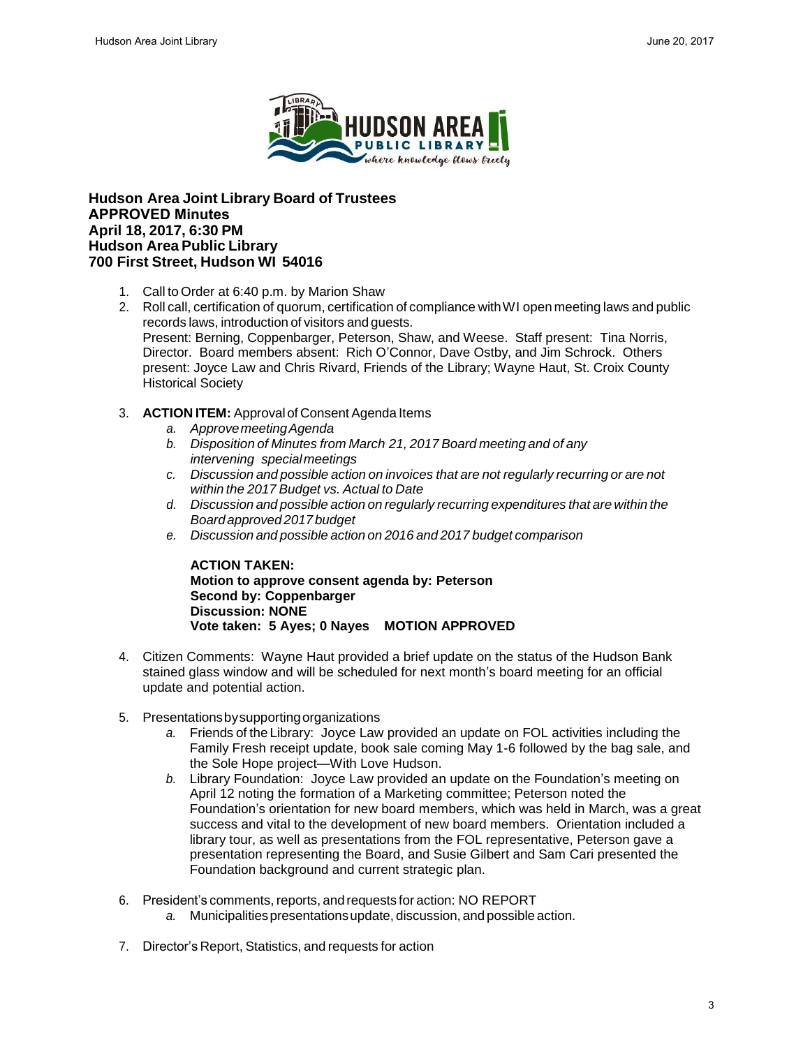**Hudson Area Joint Library Board of Trustees**
**APPROVED Minutes**
**April 18, 2017, 6:30 PM**
**Hudson Area Public Library**
**700 First Street, Hudson WI 54016**

1. Call to Order at 6:40 p.m. by Marion Shaw
2. Roll call, certification of quorum, certification of compliance with WI open meeting laws and public records laws, introduction of visitors and guests.
   Present: Berning, Coppenbarger, Peterson, Shaw, and Weese. Staff present: Tina Norris, Director. Board members absent: Rich O'Connor, Dave Ostby, and Jim Schrock. Others present: Joyce Law and Chris Rivard, Friends of the Library; Wayne Haut, St. Croix County Historical Society
3. **ACTION ITEM:** Approval of Consent Agenda Items
   a. *Approve meeting Agenda*
   b. *Disposition of Minutes from March 21, 2017 Board meeting and of any intervening special meetings*
   c. *Discussion and possible action on invoices that are not regularly recurring or are not within the 2017 Budget vs. Actual to Date*
   d. *Discussion and possible action on regularly recurring expenditures that are within the Board approved 2017 budget*
   e. *Discussion and possible action on 2016 and 2017 budget comparison*

   **ACTION TAKEN:**
   **Motion to approve consent agenda by: Peterson**
   **Second by: Coppenbarger**
   **Discussion: NONE**
   **Vote taken: 5 Ayes; 0 Nayes MOTION APPROVED**

4. Citizen Comments: Wayne Haut provided a brief update on the status of the Hudson Bank stained glass window and will be scheduled for next month's board meeting for an official update and potential action.
5. Presentations by supporting organizations
   a. Friends of the Library: Joyce Law provided an update on FOL activities including the Family Fresh receipt update, book sale coming May 1-6 followed by the bag sale, and the Sole Hope project—With Love Hudson.
   b. Library Foundation: Joyce Law provided an update on the Foundation's meeting on April 12 noting the formation of a Marketing committee; Peterson noted the Foundation's orientation for new board members, which was held in March, was a great success and vital to the development of new board members. Orientation included a library tour, as well as presentations from the FOL representative, Peterson gave a presentation representing the Board, and Susie Gilbert and Sam Cari presented the Foundation background and current strategic plan.
6. President's comments, reports, and requests for action: NO REPORT
   a. Municipalities presentations update, discussion, and possible action.
7. Director's Report, Statistics, and requests for action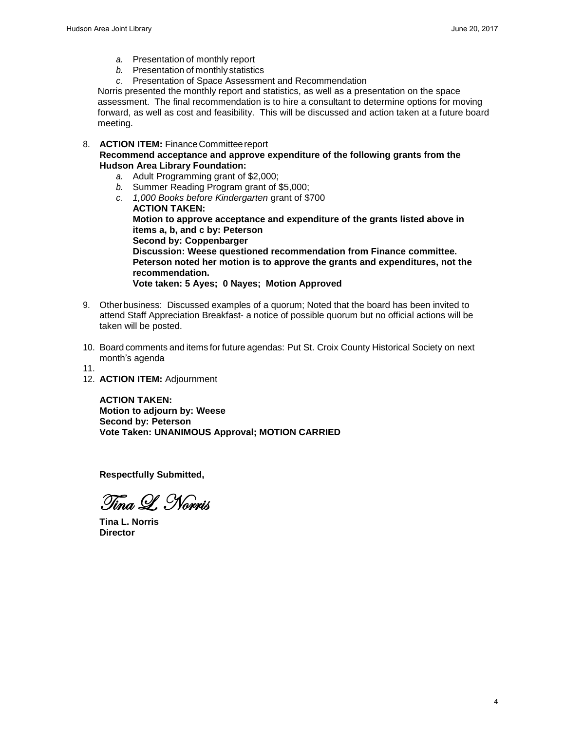a. Presentation of monthly report
   b. Presentation of monthly statistics
   c. Presentation of Space Assessment and Recommendation

   Norris presented the monthly report and statistics, as well as a presentation on the space assessment. The final recommendation is to hire a consultant to determine options for moving forward, as well as cost and feasibility. This will be discussed and action taken at a future board meeting.

8. **ACTION ITEM:** Finance Committee report
   **Recommend acceptance and approve expenditure of the following grants from the Hudson Area Library Foundation:**
   a. Adult Programming grant of $2,000;
   b. Summer Reading Program grant of $5,000;
   c. *1,000 Books before Kindergarten* grant of $700

   **ACTION TAKEN:**
   **Motion to approve acceptance and expenditure of the grants listed above in items a, b, and c by: Peterson**
   **Second by: Coppenbarger**
   **Discussion: Weese questioned recommendation from Finance committee. Peterson noted her motion is to approve the grants and expenditures, not the recommendation.**
   **Vote taken: 5 Ayes; 0 Nayes; Motion Approved**

9. Other business: Discussed examples of a quorum; Noted that the board has been invited to attend Staff Appreciation Breakfast- a notice of possible quorum but no official actions will be taken will be posted.

10. Board comments and items for future agendas: Put St. Croix County Historical Society on next month's agenda

11. 

12. **ACTION ITEM:** Adjournment

    **ACTION TAKEN:**
    **Motion to adjourn by: Weese**
    **Second by: Peterson**
    **Vote Taken: UNANIMOUS Approval; MOTION CARRIED**

**Respectfully Submitted,**

*Tina L. Norris*

**Tina L. Norris**
**Director**